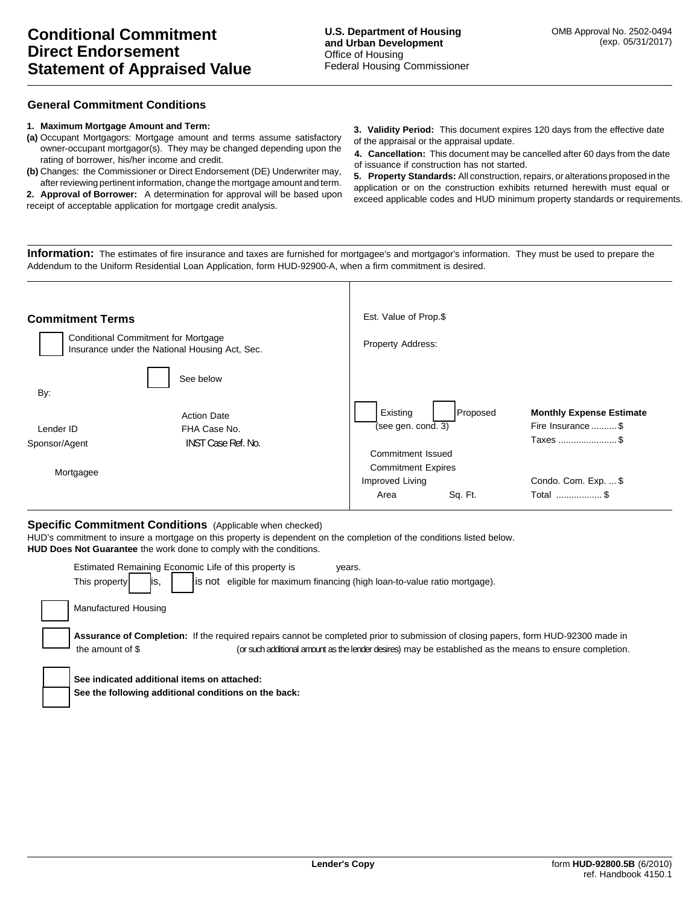# Conditional Commitment Direct Endorsement Statement of Appraised Value

**U.S. Department of Housing and Urban Development**
Office of Housing
Federal Housing Commissioner

OMB Approval No. 2502-0494
(exp. 05/31/2017)

## General Commitment Conditions

**1. Maximum Mortgage Amount and Term:**

**(a)** Occupant Mortgagors: Mortgage amount and terms assume satisfactory owner-occupant mortgagor(s). They may be changed depending upon the rating of borrower, his/her income and credit.

**(b)** Changes: the Commissioner or Direct Endorsement (DE) Underwriter may, after reviewing pertinent information, change the mortgage amount and term.

**2. Approval of Borrower:** A determination for approval will be based upon receipt of acceptable application for mortgage credit analysis.

**3. Validity Period:** This document expires 120 days from the effective date of the appraisal or the appraisal update.

**4. Cancellation:** This document may be cancelled after 60 days from the date of issuance if construction has not started.

**5. Property Standards:** All construction, repairs, or alterations proposed in the application or on the construction exhibits returned herewith must equal or exceed applicable codes and HUD minimum property standards or requirements.

**Information:** The estimates of fire insurance and taxes are furnished for mortgagee's and mortgagor's information. They must be used to prepare the Addendum to the Uniform Residential Loan Application, form HUD-92900-A, when a firm commitment is desired.

## Commitment Terms

☐ Conditional Commitment for Mortgage Insurance under the National Housing Act, Sec.

☐ See below

By:

Action Date

Lender ID

FHA Case No.

Sponsor/Agent

INST Case Ref. No.

Mortgagee

Est. Value of Prop.$

Property Address:

☐ Existing ☐ Proposed (see gen. cond. 3)

Commitment Issued

Commitment Expires

Improved Living Area Sq. Ft.

**Monthly Expense Estimate**

Fire Insurance .......... $

Taxes ...................... $

Condo. Com. Exp. ... $

Total .................. $

## Specific Commitment Conditions (Applicable when checked)

HUD's commitment to insure a mortgage on this property is dependent on the completion of the conditions listed below.
**HUD Does Not Guarantee** the work done to comply with the conditions.

Estimated Remaining Economic Life of this property is years.

This property ☐ is, ☐ is not eligible for maximum financing (high loan-to-value ratio mortgage).

☐ Manufactured Housing

☐ **Assurance of Completion:** If the required repairs cannot be completed prior to submission of closing papers, form HUD-92300 made in the amount of $ (or such additional amount as the lender desires) may be established as the means to ensure completion.

☐ **See indicated additional items on attached:**

☐ **See the following additional conditions on the back:**

**Lender's Copy**

form **HUD-92800.5B** (6/2010)
ref. Handbook 4150.1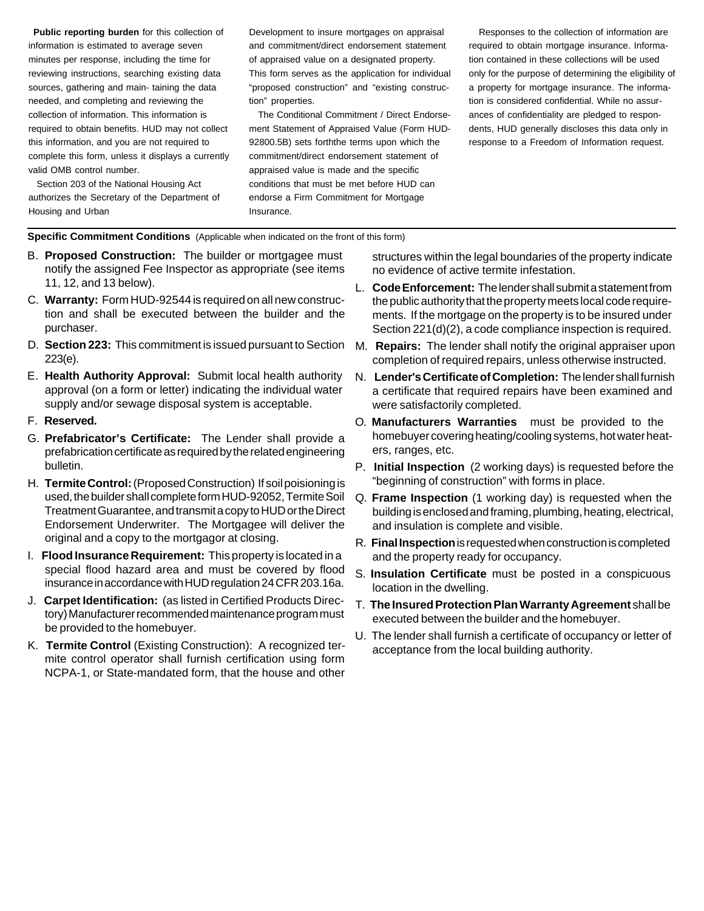**Public reporting burden** for this collection of information is estimated to average seven minutes per response, including the time for reviewing instructions, searching existing data sources, gathering and main- taining the data needed, and completing and reviewing the collection of information. This information is required to obtain benefits. HUD may not collect this information, and you are not required to complete this form, unless it displays a currently valid OMB control number.

Section 203 of the National Housing Act authorizes the Secretary of the Department of Housing and Urban Development to insure mortgages on appraisal and commitment/direct endorsement statement of appraised value on a designated property. This form serves as the application for individual "proposed construction" and "existing construction" properties.

The Conditional Commitment / Direct Endorsement Statement of Appraised Value (Form HUD-92800.5B) sets forththe terms upon which the commitment/direct endorsement statement of appraised value is made and the specific conditions that must be met before HUD can endorse a Firm Commitment for Mortgage Insurance.

Responses to the collection of information are required to obtain mortgage insurance. Information contained in these collections will be used only for the purpose of determining the eligibility of a property for mortgage insurance. The information is considered confidential. While no assurances of confidentiality are pledged to respondents, HUD generally discloses this data only in response to a Freedom of Information request.

**Specific Commitment Conditions** (Applicable when indicated on the front of this form)

B. **Proposed Construction:** The builder or mortgagee must notify the assigned Fee Inspector as appropriate (see items 11, 12, and 13 below).

C. **Warranty:** Form HUD-92544 is required on all new construction and shall be executed between the builder and the purchaser.

D. **Section 223:** This commitment is issued pursuant to Section 223(e).

E. **Health Authority Approval:** Submit local health authority approval (on a form or letter) indicating the individual water supply and/or sewage disposal system is acceptable.

F. **Reserved.**

G. **Prefabricator's Certificate:** The Lender shall provide a prefabrication certificate as required by the related engineering bulletin.

H. **Termite Control:** (Proposed Construction) If soil poisoning is used, the builder shall complete form HUD-92052, Termite Soil Treatment Guarantee, and transmit a copy to HUD or the Direct Endorsement Underwriter. The Mortgagee will deliver the original and a copy to the mortgagor at closing.

I. **Flood Insurance Requirement:** This property is located in a special flood hazard area and must be covered by flood insurance in accordance with HUD regulation 24 CFR 203.16a.

J. **Carpet Identification:** (as listed in Certified Products Directory) Manufacturer recommended maintenance program must be provided to the homebuyer.

K. **Termite Control** (Existing Construction): A recognized termite control operator shall furnish certification using form NCPA-1, or State-mandated form, that the house and other structures within the legal boundaries of the property indicate no evidence of active termite infestation.

L. **Code Enforcement:** The lender shall submit a statement from the public authority that the property meets local code requirements. If the mortgage on the property is to be insured under Section 221(d)(2), a code compliance inspection is required.

M. **Repairs:** The lender shall notify the original appraiser upon completion of required repairs, unless otherwise instructed.

N. **Lender's Certificate of Completion:** The lender shall furnish a certificate that required repairs have been examined and were satisfactorily completed.

O. **Manufacturers Warranties** must be provided to the homebuyer covering heating/cooling systems, hot water heaters, ranges, etc.

P. **Initial Inspection** (2 working days) is requested before the "beginning of construction" with forms in place.

Q. **Frame Inspection** (1 working day) is requested when the building is enclosed and framing, plumbing, heating, electrical, and insulation is complete and visible.

R. **Final Inspection** is requested when construction is completed and the property ready for occupancy.

S. **Insulation Certificate** must be posted in a conspicuous location in the dwelling.

T. **The Insured Protection Plan Warranty Agreement** shall be executed between the builder and the homebuyer.

U. The lender shall furnish a certificate of occupancy or letter of acceptance from the local building authority.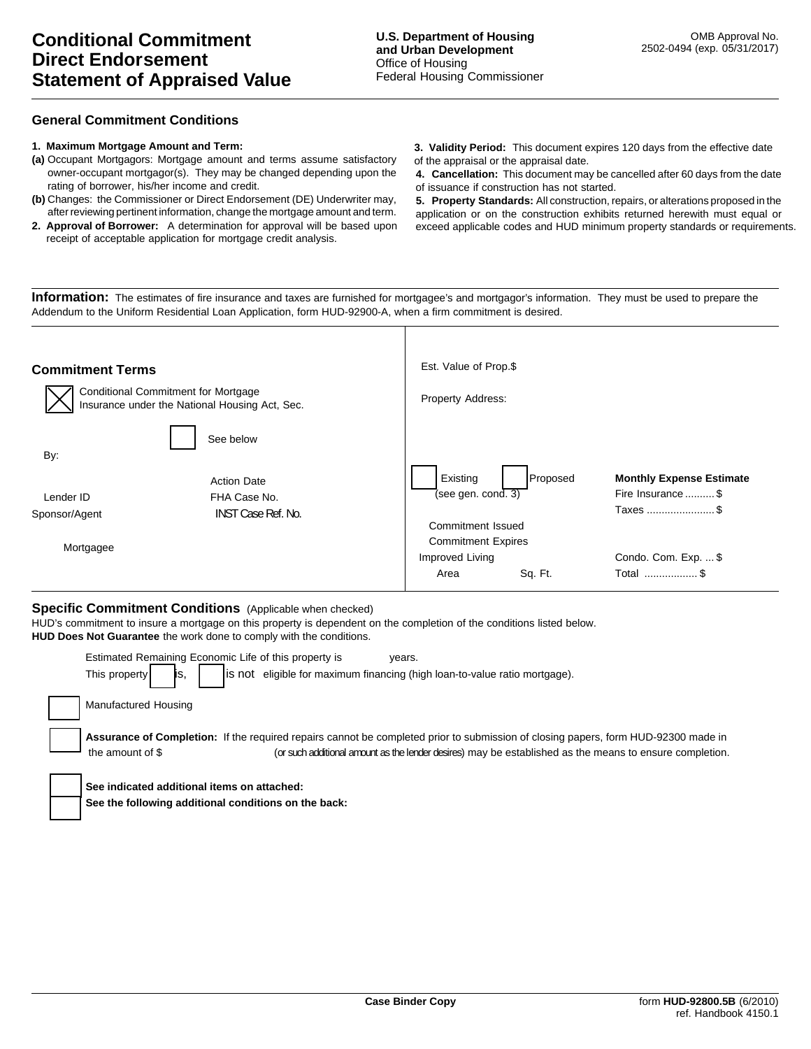# Conditional Commitment Direct Endorsement Statement of Appraised Value

**U.S. Department of Housing and Urban Development**
Office of Housing
Federal Housing Commissioner

OMB Approval No. 2502-0494 (exp. 05/31/2017)

## General Commitment Conditions

**1. Maximum Mortgage Amount and Term:**

**(a)** Occupant Mortgagors: Mortgage amount and terms assume satisfactory owner-occupant mortgagor(s). They may be changed depending upon the rating of borrower, his/her income and credit.

**(b)** Changes: the Commissioner or Direct Endorsement (DE) Underwriter may, after reviewing pertinent information, change the mortgage amount and term.

**2. Approval of Borrower:** A determination for approval will be based upon receipt of acceptable application for mortgage credit analysis.

**3. Validity Period:** This document expires 120 days from the effective date of the appraisal or the appraisal date.

**4. Cancellation:** This document may be cancelled after 60 days from the date of issuance if construction has not started.

**5. Property Standards:** All construction, repairs, or alterations proposed in the application or on the construction exhibits returned herewith must equal or exceed applicable codes and HUD minimum property standards or requirements.

**Information:** The estimates of fire insurance and taxes are furnished for mortgagee's and mortgagor's information. They must be used to prepare the Addendum to the Uniform Residential Loan Application, form HUD-92900-A, when a firm commitment is desired.

## Commitment Terms

☒ Conditional Commitment for Mortgage Insurance under the National Housing Act, Sec.

☐ See below

By:

Lender ID

Sponsor/Agent

Mortgagee

Action Date

FHA Case No.

INST Case Ref. No.

Est. Value of Prop.$

Property Address:

☐ Existing (see gen. cond. 3) ☐ Proposed

Commitment Issued

Commitment Expires

Improved Living Area Sq. Ft.

**Monthly Expense Estimate**

Fire Insurance .......... $

Taxes ....................... $

Condo. Com. Exp. ... $

Total .................. $

## Specific Commitment Conditions (Applicable when checked)

HUD's commitment to insure a mortgage on this property is dependent on the completion of the conditions listed below.
**HUD Does Not Guarantee** the work done to comply with the conditions.

Estimated Remaining Economic Life of this property is years.

This property ☐ is, ☐ is not eligible for maximum financing (high loan-to-value ratio mortgage).

☐ Manufactured Housing

☐ **Assurance of Completion:** If the required repairs cannot be completed prior to submission of closing papers, form HUD-92300 made in the amount of $ (or such additional amount as the lender desires) may be established as the means to ensure completion.

☐ **See indicated additional items on attached:**

☐ **See the following additional conditions on the back:**

**Case Binder Copy**

form **HUD-92800.5B** (6/2010)
ref. Handbook 4150.1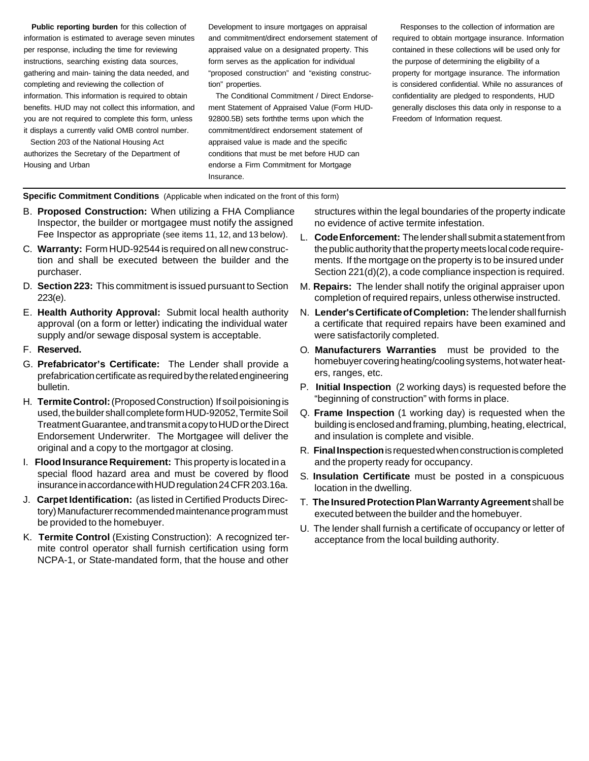**Public reporting burden** for this collection of information is estimated to average seven minutes per response, including the time for reviewing instructions, searching existing data sources, gathering and main- taining the data needed, and completing and reviewing the collection of information. This information is required to obtain benefits. HUD may not collect this information, and you are not required to complete this form, unless it displays a currently valid OMB control number.

Section 203 of the National Housing Act authorizes the Secretary of the Department of Housing and Urban Development to insure mortgages on appraisal and commitment/direct endorsement statement of appraised value on a designated property. This form serves as the application for individual "proposed construction" and "existing construction" properties.

The Conditional Commitment / Direct Endorsement Statement of Appraised Value (Form HUD-92800.5B) sets forththe terms upon which the commitment/direct endorsement statement of appraised value is made and the specific conditions that must be met before HUD can endorse a Firm Commitment for Mortgage Insurance.

Responses to the collection of information are required to obtain mortgage insurance. Information contained in these collections will be used only for the purpose of determining the eligibility of a property for mortgage insurance. The information is considered confidential. While no assurances of confidentiality are pledged to respondents, HUD generally discloses this data only in response to a Freedom of Information request.

**Specific Commitment Conditions** (Applicable when indicated on the front of this form)

B. **Proposed Construction:** When utilizing a FHA Compliance Inspector, the builder or mortgagee must notify the assigned Fee Inspector as appropriate (see items 11, 12, and 13 below).

C. **Warranty:** Form HUD-92544 is required on all new construction and shall be executed between the builder and the purchaser.

D. **Section 223:** This commitment is issued pursuant to Section 223(e).

E. **Health Authority Approval:** Submit local health authority approval (on a form or letter) indicating the individual water supply and/or sewage disposal system is acceptable.

F. **Reserved.**

G. **Prefabricator's Certificate:** The Lender shall provide a prefabrication certificate as required by the related engineering bulletin.

H. **Termite Control:** (Proposed Construction) If soil poisoning is used, the builder shall complete form HUD-92052, Termite Soil Treatment Guarantee, and transmit a copy to HUD or the Direct Endorsement Underwriter. The Mortgagee will deliver the original and a copy to the mortgagor at closing.

I. **Flood Insurance Requirement:** This property is located in a special flood hazard area and must be covered by flood insurance in accordance with HUD regulation 24 CFR 203.16a.

J. **Carpet Identification:** (as listed in Certified Products Directory) Manufacturer recommended maintenance program must be provided to the homebuyer.

K. **Termite Control** (Existing Construction): A recognized termite control operator shall furnish certification using form NCPA-1, or State-mandated form, that the house and other structures within the legal boundaries of the property indicate no evidence of active termite infestation.

L. **Code Enforcement:** The lender shall submit a statement from the public authority that the property meets local code requirements. If the mortgage on the property is to be insured under Section 221(d)(2), a code compliance inspection is required.

M. **Repairs:** The lender shall notify the original appraiser upon completion of required repairs, unless otherwise instructed.

N. **Lender's Certificate of Completion:** The lender shall furnish a certificate that required repairs have been examined and were satisfactorily completed.

O. **Manufacturers Warranties** must be provided to the homebuyer covering heating/cooling systems, hot water heaters, ranges, etc.

P. **Initial Inspection** (2 working days) is requested before the "beginning of construction" with forms in place.

Q. **Frame Inspection** (1 working day) is requested when the building is enclosed and framing, plumbing, heating, electrical, and insulation is complete and visible.

R. **Final Inspection** is requested when construction is completed and the property ready for occupancy.

S. **Insulation Certificate** must be posted in a conspicuous location in the dwelling.

T. **The Insured Protection Plan Warranty Agreement** shall be executed between the builder and the homebuyer.

U. The lender shall furnish a certificate of occupancy or letter of acceptance from the local building authority.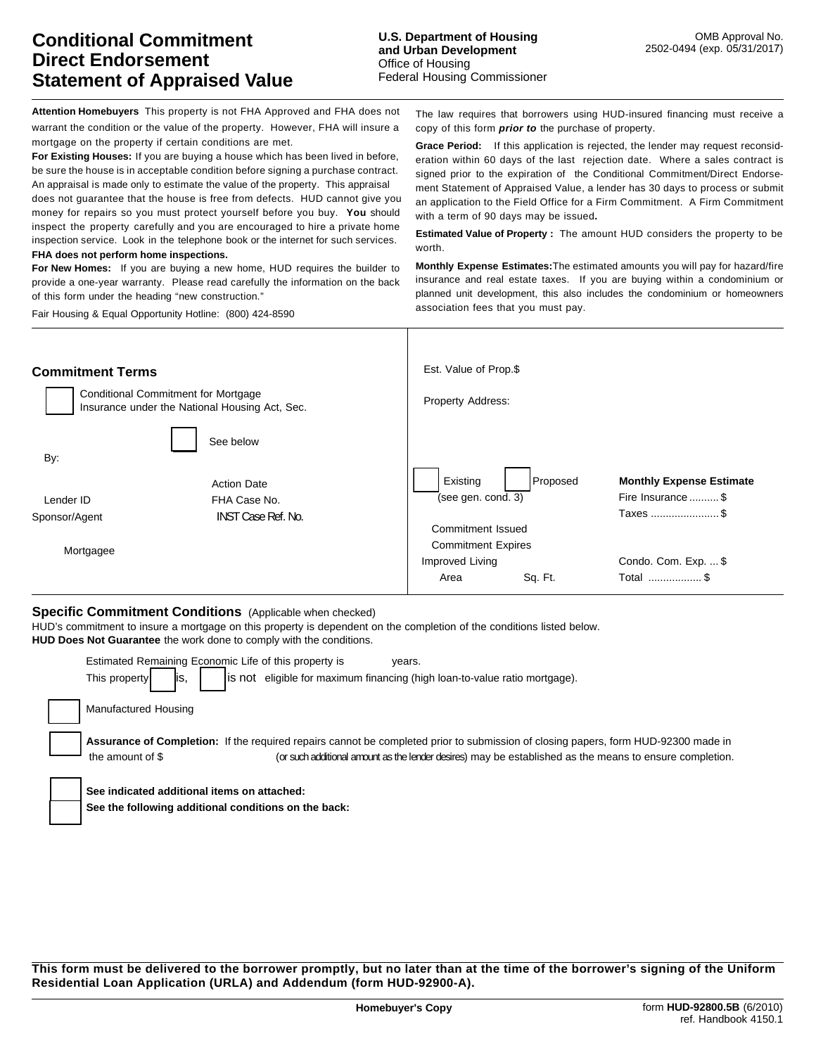# Conditional Commitment Direct Endorsement Statement of Appraised Value

**U.S. Department of Housing and Urban Development**
Office of Housing
Federal Housing Commissioner

OMB Approval No. 2502-0494 (exp. 05/31/2017)

**Attention Homebuyers** This property is not FHA Approved and FHA does not warrant the condition or the value of the property. However, FHA will insure a mortgage on the property if certain conditions are met.

**For Existing Houses:** If you are buying a house which has been lived in before, be sure the house is in acceptable condition before signing a purchase contract. An appraisal is made only to estimate the value of the property. This appraisal does not guarantee that the house is free from defects. HUD cannot give you money for repairs so you must protect yourself before you buy. **You** should inspect the property carefully and you are encouraged to hire a private home inspection service. Look in the telephone book or the internet for such services. **FHA does not perform home inspections.**

**For New Homes:** If you are buying a new home, HUD requires the builder to provide a one-year warranty. Please read carefully the information on the back of this form under the heading "new construction."

Fair Housing & Equal Opportunity Hotline: (800) 424-8590

The law requires that borrowers using HUD-insured financing must receive a copy of this form ***prior to*** the purchase of property.

**Grace Period:** If this application is rejected, the lender may request reconsideration within 60 days of the last rejection date. Where a sales contract is signed prior to the expiration of the Conditional Commitment/Direct Endorsement Statement of Appraised Value, a lender has 30 days to process or submit an application to the Field Office for a Firm Commitment. A Firm Commitment with a term of 90 days may be issued**.**

**Estimated Value of Property :** The amount HUD considers the property to be worth.

**Monthly Expense Estimates:** The estimated amounts you will pay for hazard/fire insurance and real estate taxes. If you are buying within a condominium or planned unit development, this also includes the condominium or homeowners association fees that you must pay.

## Commitment Terms

☐ Conditional Commitment for Mortgage Insurance under the National Housing Act, Sec.

☐ See below

By:

Lender ID

Sponsor/Agent

Mortgagee

Action Date

FHA Case No.

INST Case Ref. No.

Est. Value of Prop.$

Property Address:

☐ Existing ☐ Proposed (see gen. cond. 3)

Commitment Issued

Commitment Expires

Improved Living Area Sq. Ft.

**Monthly Expense Estimate**

Fire Insurance .......... $

Taxes ....................... $

Condo. Com. Exp. ... $

Total .................. $

## Specific Commitment Conditions (Applicable when checked)

HUD's commitment to insure a mortgage on this property is dependent on the completion of the conditions listed below.
**HUD Does Not Guarantee** the work done to comply with the conditions.

Estimated Remaining Economic Life of this property is years.

This property ☐ is, ☐ is not eligible for maximum financing (high loan-to-value ratio mortgage).

☐ Manufactured Housing

☐ **Assurance of Completion:** If the required repairs cannot be completed prior to submission of closing papers, form HUD-92300 made in the amount of $ (or such additional amount as the lender desires) may be established as the means to ensure completion.

☐ **See indicated additional items on attached:**

☐ **See the following additional conditions on the back:**

**This form must be delivered to the borrower promptly, but no later than at the time of the borrower's signing of the Uniform Residential Loan Application (URLA) and Addendum (form HUD-92900-A).**

**Homebuyer's Copy**

form **HUD-92800.5B** (6/2010)
ref. Handbook 4150.1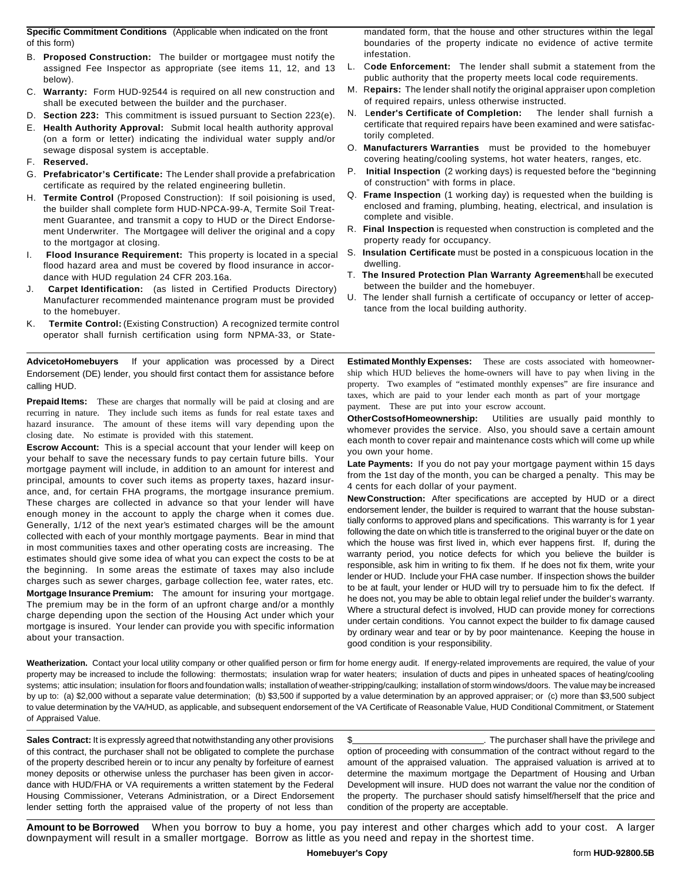**Specific Commitment Conditions** (Applicable when indicated on the front of this form)

B. **Proposed Construction:** The builder or mortgagee must notify the assigned Fee Inspector as appropriate (see items 11, 12, and 13 below).

C. **Warranty:** Form HUD-92544 is required on all new construction and shall be executed between the builder and the purchaser.

D. **Section 223:** This commitment is issued pursuant to Section 223(e).

E. **Health Authority Approval:** Submit local health authority approval (on a form or letter) indicating the individual water supply and/or sewage disposal system is acceptable.

F. **Reserved.**

G. **Prefabricator's Certificate:** The Lender shall provide a prefabrication certificate as required by the related engineering bulletin.

H. **Termite Control** (Proposed Construction): If soil poisoning is used, the builder shall complete form HUD-NPCA-99-A, Termite Soil Treatment Guarantee, and transmit a copy to HUD or the Direct Endorsement Underwriter. The Mortgagee will deliver the original and a copy to the mortgagor at closing.

I. **Flood Insurance Requirement:** This property is located in a special flood hazard area and must be covered by flood insurance in accordance with HUD regulation 24 CFR 203.16a.

J. **Carpet Identification:** (as listed in Certified Products Directory) Manufacturer recommended maintenance program must be provided to the homebuyer.

K. **Termite Control:** (Existing Construction) A recognized termite control operator shall furnish certification using form NPMA-33, or State-mandated form, that the house and other structures within the legal boundaries of the property indicate no evidence of active termite infestation.

L. **Code Enforcement:** The lender shall submit a statement from the public authority that the property meets local code requirements.

M. **Repairs:** The lender shall notify the original appraiser upon completion of required repairs, unless otherwise instructed.

N. **Lender's Certificate of Completion:** The lender shall furnish a certificate that required repairs have been examined and were satisfactorily completed.

O. **Manufacturers Warranties** must be provided to the homebuyer covering heating/cooling systems, hot water heaters, ranges, etc.

P. **Initial Inspection** (2 working days) is requested before the "beginning of construction" with forms in place.

Q. **Frame Inspection** (1 working day) is requested when the building is enclosed and framing, plumbing, heating, electrical, and insulation is complete and visible.

R. **Final Inspection** is requested when construction is completed and the property ready for occupancy.

S. **Insulation Certificate** must be posted in a conspicuous location in the dwelling.

T. **The Insured Protection Plan Warranty Agreement** shall be executed between the builder and the homebuyer.

U. The lender shall furnish a certificate of occupancy or letter of acceptance from the local building authority.

---

**Advice to Homebuyers** If your application was processed by a Direct Endorsement (DE) lender, you should first contact them for assistance before calling HUD.

**Prepaid Items:** These are charges that normally will be paid at closing and are recurring in nature. They include such items as funds for real estate taxes and hazard insurance. The amount of these items will vary depending upon the closing date. No estimate is provided with this statement.

**Escrow Account:** This is a special account that your lender will keep on your behalf to save the necessary funds to pay certain future bills. Your mortgage payment will include, in addition to an amount for interest and principal, amounts to cover such items as property taxes, hazard insurance, and, for certain FHA programs, the mortgage insurance premium. These charges are collected in advance so that your lender will have enough money in the account to apply the charge when it comes due. Generally, 1/12 of the next year's estimated charges will be the amount collected with each of your monthly mortgage payments. Bear in mind that in most communities taxes and other operating costs are increasing. The estimates should give some idea of what you can expect the costs to be at the beginning. In some areas the estimate of taxes may also include charges such as sewer charges, garbage collection fee, water rates, etc.

**Mortgage Insurance Premium:** The amount for insuring your mortgage. The premium may be in the form of an upfront charge and/or a monthly charge depending upon the section of the Housing Act under which your mortgage is insured. Your lender can provide you with specific information about your transaction.

**Estimated Monthly Expenses:** These are costs associated with homeownership which HUD believes the home-owners will have to pay when living in the property. Two examples of "estimated monthly expenses" are fire insurance and taxes, which are paid to your lender each month as part of your mortgage payment. These are put into your escrow account.

**Other Costs of Homeownership:** Utilities are usually paid monthly to whomever provides the service. Also, you should save a certain amount each month to cover repair and maintenance costs which will come up while you own your home.

**Late Payments:** If you do not pay your mortgage payment within 15 days from the 1st day of the month, you can be charged a penalty. This may be 4 cents for each dollar of your payment.

**New Construction:** After specifications are accepted by HUD or a direct endorsement lender, the builder is required to warrant that the house substantially conforms to approved plans and specifications. This warranty is for 1 year following the date on which title is transferred to the original buyer or the date on which the house was first lived in, which ever happens first. If, during the warranty period, you notice defects for which you believe the builder is responsible, ask him in writing to fix them. If he does not fix them, write your lender or HUD. Include your FHA case number. If inspection shows the builder to be at fault, your lender or HUD will try to persuade him to fix the defect. If he does not, you may be able to obtain legal relief under the builder's warranty. Where a structural defect is involved, HUD can provide money for corrections under certain conditions. You cannot expect the builder to fix damage caused by ordinary wear and tear or by by poor maintenance. Keeping the house in good condition is your responsibility.

**Weatherization.** Contact your local utility company or other qualified person or firm for home energy audit. If energy-related improvements are required, the value of your property may be increased to include the following: thermostats; insulation wrap for water heaters; insulation of ducts and pipes in unheated spaces of heating/cooling systems; attic insulation; insulation for floors and foundation walls; installation of weather-stripping/caulking; installation of storm windows/doors. The value may be increased by up to: (a) $2,000 without a separate value determination; (b) $3,500 if supported by a value determination by an approved appraiser; or (c) more than $3,500 subject to value determination by the VA/HUD, as applicable, and subsequent endorsement of the VA Certificate of Reasonable Value, HUD Conditional Commitment, or Statement of Appraised Value.

---

**Sales Contract:** It is expressly agreed that notwithstanding any other provisions of this contract, the purchaser shall not be obligated to complete the purchase of the property described herein or to incur any penalty by forfeiture of earnest money deposits or otherwise unless the purchaser has been given in accordance with HUD/FHA or VA requirements a written statement by the Federal Housing Commissioner, Veterans Administration, or a Direct Endorsement lender setting forth the appraised value of the property of not less than $__________________________. The purchaser shall have the privilege and option of proceeding with consummation of the contract without regard to the amount of the appraised valuation. The appraised valuation is arrived at to determine the maximum mortgage the Department of Housing and Urban Development will insure. HUD does not warrant the value nor the condition of the property. The purchaser should satisfy himself/herself that the price and condition of the property are acceptable.

---

**Amount to be Borrowed** When you borrow to buy a home, you pay interest and other charges which add to your cost. A larger downpayment will result in a smaller mortgage. Borrow as little as you need and repay in the shortest time.

**Homebuyer's Copy** form **HUD-92800.5B**